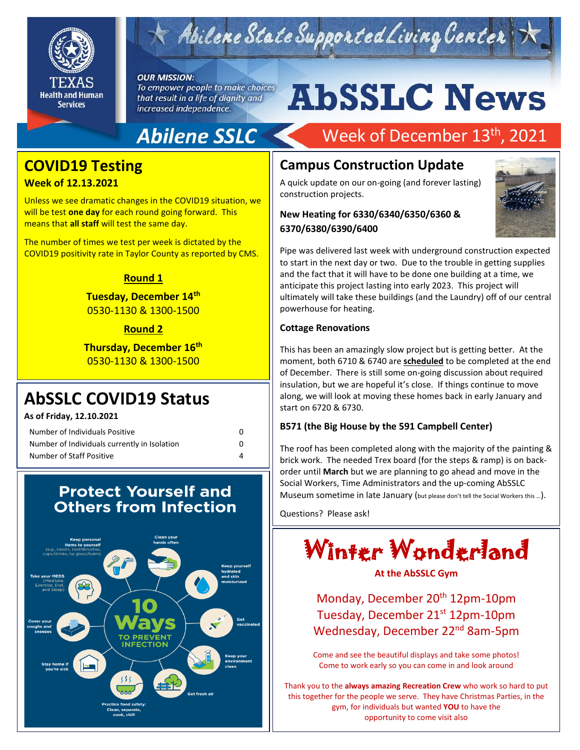# Abilene State Supported Living Center

**OUR MISSION:**
*To empower people to make choices that result in a life of dignity and increased independence.*

# AbSSLC News

**Abilene SSLC** — Week of December 13th, 2021

## COVID19 Testing

**Week of 12.13.2021**

Unless we see dramatic changes in the COVID19 situation, we will be test **one day** for each round going forward. This means that **all staff** will test the same day.

The number of times we test per week is dictated by the COVID19 positivity rate in Taylor County as reported by CMS.

**Round 1**

**Tuesday, December 14th**
0530-1130 & 1300-1500

**Round 2**

**Thursday, December 16th**
0530-1130 & 1300-1500

## AbSSLC COVID19 Status

**As of Friday, 12.10.2021**

| | |
|---|---|
| Number of Individuals Positive | 0 |
| Number of Individuals currently in Isolation | 0 |
| Number of Staff Positive | 4 |

## Protect Yourself and Others from Infection

10 Ways to Prevent Infection

- Keep personal items to yourself (e.g., razors, toothbrushes, cups/drinks, lip gloss/balm)
- Clean your hands often
- Keep yourself hydrated and skin moisturized
- Get vaccinated
- Keep your environment clean
- Get fresh air
- Practice food safety: Clean, separate, cook, chill
- Stay home if you're sick
- Cover your coughs and sneezes
- Take your MEDS (Meditate, Exercise, Diet, and Sleep)

## Campus Construction Update

A quick update on our on-going (and forever lasting) construction projects.

**New Heating for 6330/6340/6350/6360 & 6370/6380/6390/6400**

Pipe was delivered last week with underground construction expected to start in the next day or two. Due to the trouble in getting supplies and the fact that it will have to be done one building at a time, we anticipate this project lasting into early 2023. This project will ultimately will take these buildings (and the Laundry) off of our central powerhouse for heating.

**Cottage Renovations**

This has been an amazingly slow project but is getting better. At the moment, both 6710 & 6740 are **scheduled** to be completed at the end of December. There is still some on-going discussion about required insulation, but we are hopeful it's close. If things continue to move along, we will look at moving these homes back in early January and start on 6720 & 6730.

**B571 (the Big House by the 591 Campbell Center)**

The roof has been completed along with the majority of the painting & brick work. The needed Trex board (for the steps & ramp) is on back-order until **March** but we are planning to go ahead and move in the Social Workers, Time Administrators and the up-coming AbSSLC Museum sometime in late January (but please don't tell the Social Workers this …).

Questions? Please ask!

## Winter Wonderland

**At the AbSSLC Gym**

Monday, December 20th 12pm-10pm
Tuesday, December 21st 12pm-10pm
Wednesday, December 22nd 8am-5pm

Come and see the beautiful displays and take some photos!
Come to work early so you can come in and look around

Thank you to the **always amazing Recreation Crew** who work so hard to put this together for the people we serve. They have Christmas Parties, in the gym, for individuals but wanted **YOU** to have the opportunity to come visit also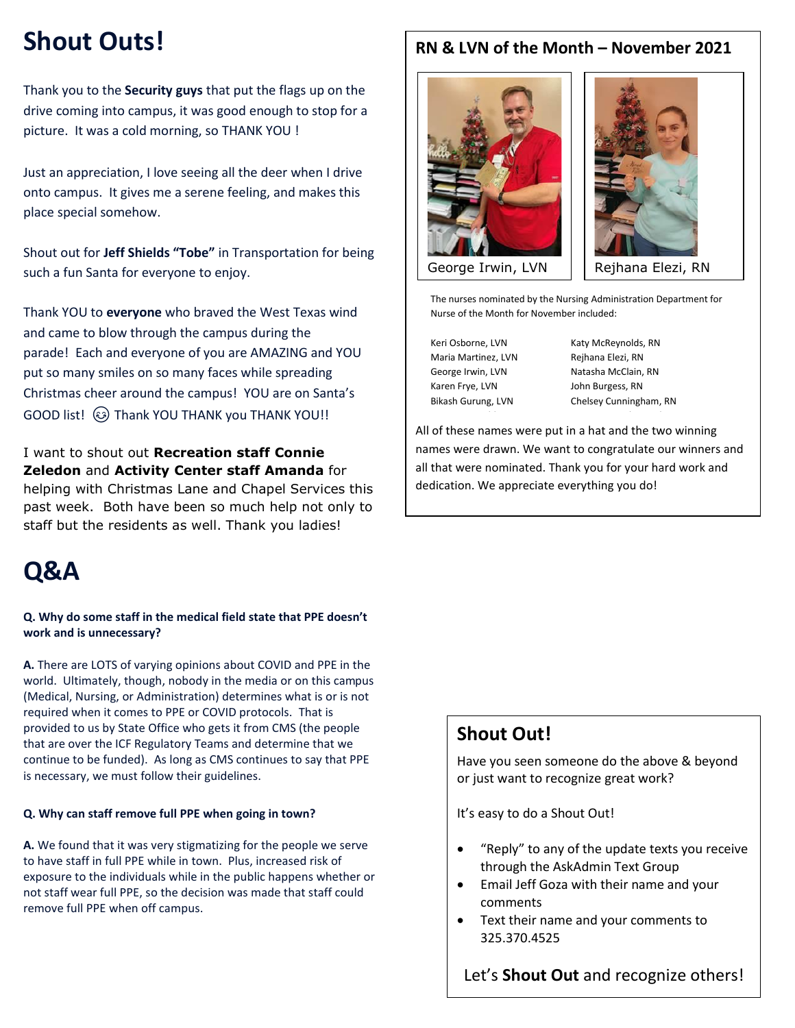# Shout Outs!

Thank you to the **Security guys** that put the flags up on the drive coming into campus, it was good enough to stop for a picture. It was a cold morning, so THANK YOU !

Just an appreciation, I love seeing all the deer when I drive onto campus. It gives me a serene feeling, and makes this place special somehow.

Shout out for **Jeff Shields "Tobe"** in Transportation for being such a fun Santa for everyone to enjoy.

Thank YOU to **everyone** who braved the West Texas wind and came to blow through the campus during the parade! Each and everyone of you are AMAZING and YOU put so many smiles on so many faces while spreading Christmas cheer around the campus! YOU are on Santa's GOOD list! 😌 Thank YOU THANK you THANK YOU!!

I want to shout out **Recreation staff Connie Zeledon** and **Activity Center staff Amanda** for helping with Christmas Lane and Chapel Services this past week. Both have been so much help not only to staff but the residents as well. Thank you ladies!

# Q&A

**Q. Why do some staff in the medical field state that PPE doesn't work and is unnecessary?**

**A.** There are LOTS of varying opinions about COVID and PPE in the world. Ultimately, though, nobody in the media or on this campus (Medical, Nursing, or Administration) determines what is or is not required when it comes to PPE or COVID protocols. That is provided to us by State Office who gets it from CMS (the people that are over the ICF Regulatory Teams and determine that we continue to be funded). As long as CMS continues to say that PPE is necessary, we must follow their guidelines.

**Q. Why can staff remove full PPE when going in town?**

**A.** We found that it was very stigmatizing for the people we serve to have staff in full PPE while in town. Plus, increased risk of exposure to the individuals while in the public happens whether or not staff wear full PPE, so the decision was made that staff could remove full PPE when off campus.

## RN & LVN of the Month – November 2021

George Irwin, LVN

Rejhana Elezi, RN

The nurses nominated by the Nursing Administration Department for Nurse of the Month for November included:

| | |
|---|---|
| Keri Osborne, LVN | Katy McReynolds, RN |
| Maria Martinez, LVN | Rejhana Elezi, RN |
| George Irwin, LVN | Natasha McClain, RN |
| Karen Frye, LVN | John Burgess, RN |
| Bikash Gurung, LVN | Chelsey Cunningham, RN |

All of these names were put in a hat and the two winning names were drawn. We want to congratulate our winners and all that were nominated. Thank you for your hard work and dedication. We appreciate everything you do!

## Shout Out!

Have you seen someone do the above & beyond or just want to recognize great work?

It's easy to do a Shout Out!

- "Reply" to any of the update texts you receive through the AskAdmin Text Group
- Email Jeff Goza with their name and your comments
- Text their name and your comments to 325.370.4525

Let's **Shout Out** and recognize others!